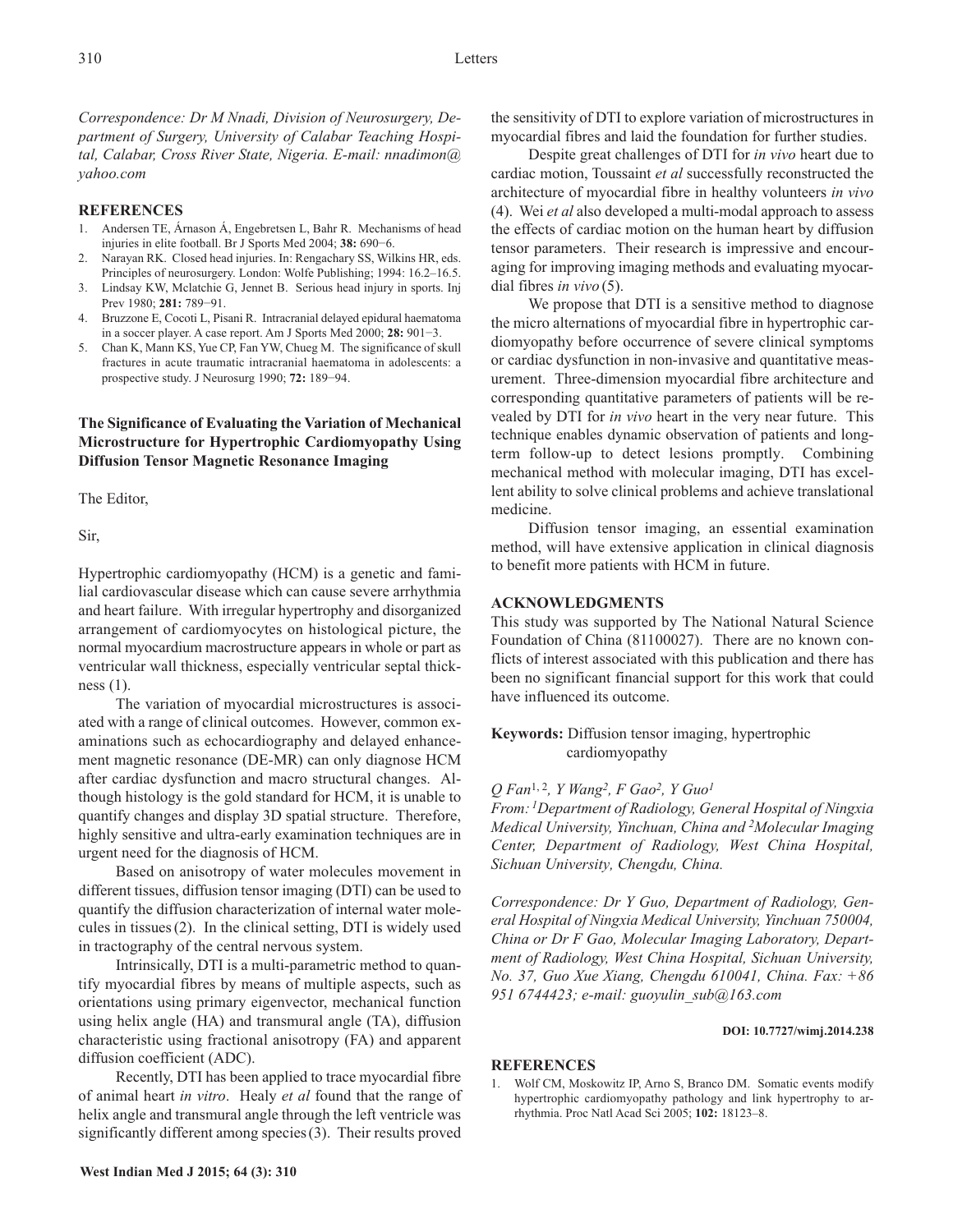*Correspondence: Dr M Nnadi, Division of Neurosurgery, Department of Surgery, University of Calabar Teaching Hospital, Calabar, Cross River State, Nigeria. E-mail: nnadimon@yahoo.com*

## REFERENCES

1. Andersen TE, Árnason Á, Engebretsen L, Bahr R. Mechanisms of head injuries in elite football. Br J Sports Med 2004; **38:** 690−6.
2. Narayan RK. Closed head injuries. In: Rengachary SS, Wilkins HR, eds. Principles of neurosurgery. London: Wolfe Publishing; 1994: 16.2–16.5.
3. Lindsay KW, Mclatchie G, Jennet B. Serious head injury in sports. Inj Prev 1980; **281:** 789−91.
4. Bruzzone E, Cocoti L, Pisani R. Intracranial delayed epidural haematoma in a soccer player. A case report. Am J Sports Med 2000; **28:** 901−3.
5. Chan K, Mann KS, Yue CP, Fan YW, Chueg M. The significance of skull fractures in acute traumatic intracranial haematoma in adolescents: a prospective study. J Neurosurg 1990; **72:** 189−94.

## The Significance of Evaluating the Variation of Mechanical Microstructure for Hypertrophic Cardiomyopathy Using Diffusion Tensor Magnetic Resonance Imaging

The Editor,

Sir,

Hypertrophic cardiomyopathy (HCM) is a genetic and familial cardiovascular disease which can cause severe arrhythmia and heart failure. With irregular hypertrophy and disorganized arrangement of cardiomyocytes on histological picture, the normal myocardium macrostructure appears in whole or part as ventricular wall thickness, especially ventricular septal thickness (1).

The variation of myocardial microstructures is associated with a range of clinical outcomes. However, common examinations such as echocardiography and delayed enhancement magnetic resonance (DE-MR) can only diagnose HCM after cardiac dysfunction and macro structural changes. Although histology is the gold standard for HCM, it is unable to quantify changes and display 3D spatial structure. Therefore, highly sensitive and ultra-early examination techniques are in urgent need for the diagnosis of HCM.

Based on anisotropy of water molecules movement in different tissues, diffusion tensor imaging (DTI) can be used to quantify the diffusion characterization of internal water molecules in tissues (2). In the clinical setting, DTI is widely used in tractography of the central nervous system.

Intrinsically, DTI is a multi-parametric method to quantify myocardial fibres by means of multiple aspects, such as orientations using primary eigenvector, mechanical function using helix angle (HA) and transmural angle (TA), diffusion characteristic using fractional anisotropy (FA) and apparent diffusion coefficient (ADC).

Recently, DTI has been applied to trace myocardial fibre of animal heart *in vitro*. Healy *et al* found that the range of helix angle and transmural angle through the left ventricle was significantly different among species (3). Their results proved the sensitivity of DTI to explore variation of microstructures in myocardial fibres and laid the foundation for further studies.

Despite great challenges of DTI for *in vivo* heart due to cardiac motion, Toussaint *et al* successfully reconstructed the architecture of myocardial fibre in healthy volunteers *in vivo* (4). Wei *et al* also developed a multi-modal approach to assess the effects of cardiac motion on the human heart by diffusion tensor parameters. Their research is impressive and encouraging for improving imaging methods and evaluating myocardial fibres *in vivo* (5).

We propose that DTI is a sensitive method to diagnose the micro alternations of myocardial fibre in hypertrophic cardiomyopathy before occurrence of severe clinical symptoms or cardiac dysfunction in non-invasive and quantitative measurement. Three-dimension myocardial fibre architecture and corresponding quantitative parameters of patients will be revealed by DTI for *in vivo* heart in the very near future. This technique enables dynamic observation of patients and long-term follow-up to detect lesions promptly. Combining mechanical method with molecular imaging, DTI has excellent ability to solve clinical problems and achieve translational medicine.

Diffusion tensor imaging, an essential examination method, will have extensive application in clinical diagnosis to benefit more patients with HCM in future.

## ACKNOWLEDGMENTS

This study was supported by The National Natural Science Foundation of China (81100027). There are no known conflicts of interest associated with this publication and there has been no significant financial support for this work that could have influenced its outcome.

**Keywords:** Diffusion tensor imaging, hypertrophic cardiomyopathy

*Q Fan[1,2], Y Wang[2], F Gao[2], Y Guo[1]*

*From: [1]Department of Radiology, General Hospital of Ningxia Medical University, Yinchuan, China and [2]Molecular Imaging Center, Department of Radiology, West China Hospital, Sichuan University, Chengdu, China.*

*Correspondence: Dr Y Guo, Department of Radiology, General Hospital of Ningxia Medical University, Yinchuan 750004, China or Dr F Gao, Molecular Imaging Laboratory, Department of Radiology, West China Hospital, Sichuan University, No. 37, Guo Xue Xiang, Chengdu 610041, China. Fax: +86 951 6744423; e-mail: guoyulin_sub@163.com*

**DOI: 10.7727/wimj.2014.238**

## REFERENCES

1. Wolf CM, Moskowitz IP, Arno S, Branco DM. Somatic events modify hypertrophic cardiomyopathy pathology and link hypertrophy to arrhythmia. Proc Natl Acad Sci 2005; **102:** 18123–8.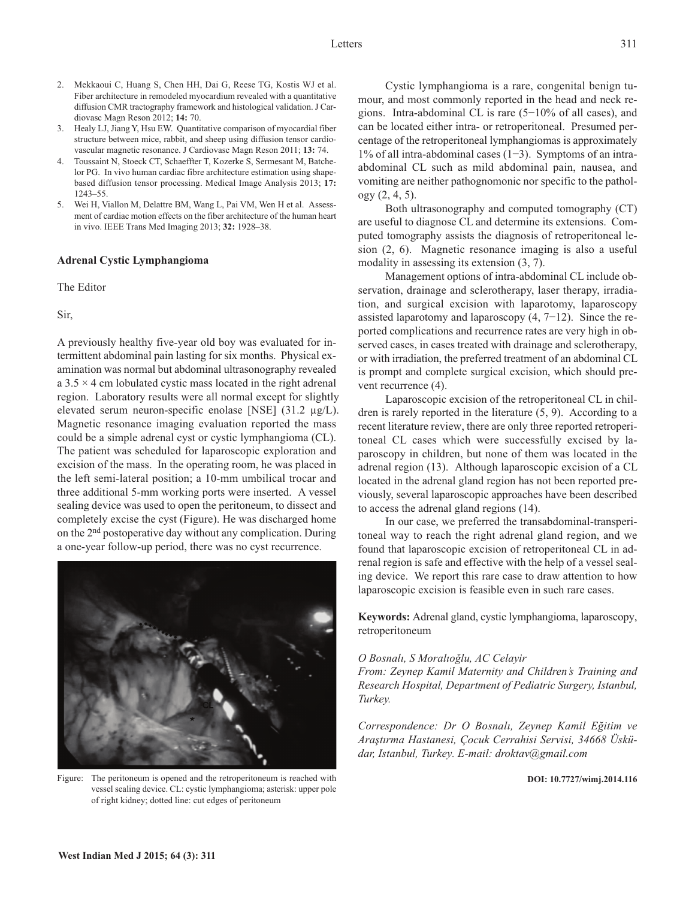2. Mekkaoui C, Huang S, Chen HH, Dai G, Reese TG, Kostis WJ et al. Fiber architecture in remodeled myocardium revealed with a quantitative diffusion CMR tractography framework and histological validation. J Cardiovasc Magn Reson 2012; **14:** 70.
3. Healy LJ, Jiang Y, Hsu EW. Quantitative comparison of myocardial fiber structure between mice, rabbit, and sheep using diffusion tensor cardiovascular magnetic resonance. J Cardiovasc Magn Reson 2011; **13:** 74.
4. Toussaint N, Stoeck CT, Schaeffter T, Kozerke S, Sermesant M, Batchelor PG. In vivo human cardiac fibre architecture estimation using shape-based diffusion tensor processing. Medical Image Analysis 2013; **17:** 1243–55.
5. Wei H, Viallon M, Delattre BM, Wang L, Pai VM, Wen H et al. Assessment of cardiac motion effects on the fiber architecture of the human heart in vivo. IEEE Trans Med Imaging 2013; **32:** 1928–38.

## Adrenal Cystic Lymphangioma

The Editor

Sir,

A previously healthy five-year old boy was evaluated for intermittent abdominal pain lasting for six months. Physical examination was normal but abdominal ultrasonography revealed a $3.5 \times 4$ cm lobulated cystic mass located in the right adrenal region. Laboratory results were all normal except for slightly elevated serum neuron-specific enolase [NSE] (31.2 μg/L). Magnetic resonance imaging evaluation reported the mass could be a simple adrenal cyst or cystic lymphangioma (CL). The patient was scheduled for laparoscopic exploration and excision of the mass. In the operating room, he was placed in the left semi-lateral position; a 10-mm umbilical trocar and three additional 5-mm working ports were inserted. A vessel sealing device was used to open the peritoneum, to dissect and completely excise the cyst (Figure). He was discharged home on the 2nd postoperative day without any complication. During a one-year follow-up period, there was no cyst recurrence.

Figure: The peritoneum is opened and the retroperitoneum is reached with vessel sealing device. CL: cystic lymphangioma; asterisk: upper pole of right kidney; dotted line: cut edges of peritoneum

Cystic lymphangioma is a rare, congenital benign tumour, and most commonly reported in the head and neck regions. Intra-abdominal CL is rare (5−10% of all cases), and can be located either intra- or retroperitoneal. Presumed percentage of the retroperitoneal lymphangiomas is approximately 1% of all intra-abdominal cases (1−3). Symptoms of an intra-abdominal CL such as mild abdominal pain, nausea, and vomiting are neither pathognomonic nor specific to the pathology (2, 4, 5).

Both ultrasonography and computed tomography (CT) are useful to diagnose CL and determine its extensions. Computed tomography assists the diagnosis of retroperitoneal lesion (2, 6). Magnetic resonance imaging is also a useful modality in assessing its extension (3, 7).

Management options of intra-abdominal CL include observation, drainage and sclerotherapy, laser therapy, irradiation, and surgical excision with laparotomy, laparoscopy assisted laparotomy and laparoscopy (4, 7−12). Since the reported complications and recurrence rates are very high in observed cases, in cases treated with drainage and sclerotherapy, or with irradiation, the preferred treatment of an abdominal CL is prompt and complete surgical excision, which should prevent recurrence (4).

Laparoscopic excision of the retroperitoneal CL in children is rarely reported in the literature (5, 9). According to a recent literature review, there are only three reported retroperitoneal CL cases which were successfully excised by laparoscopy in children, but none of them was located in the adrenal region (13). Although laparoscopic excision of a CL located in the adrenal gland region has not been reported previously, several laparoscopic approaches have been described to access the adrenal gland regions (14).

In our case, we preferred the transabdominal-transperitoneal way to reach the right adrenal gland region, and we found that laparoscopic excision of retroperitoneal CL in adrenal region is safe and effective with the help of a vessel sealing device. We report this rare case to draw attention to how laparoscopic excision is feasible even in such rare cases.

**Keywords:** Adrenal gland, cystic lymphangioma, laparoscopy, retroperitoneum

*O Bosnalı, S Moralıoğlu, AC Celayir*

*From: Zeynep Kamil Maternity and Children's Training and Research Hospital, Department of Pediatric Surgery, Istanbul, Turkey.*

*Correspondence: Dr O Bosnalı, Zeynep Kamil Eğitim ve Araştırma Hastanesi, Çocuk Cerrahisi Servisi, 34668 Üsküdar, Istanbul, Turkey. E-mail: droktav@gmail.com*

**DOI: 10.7727/wimj.2014.116**